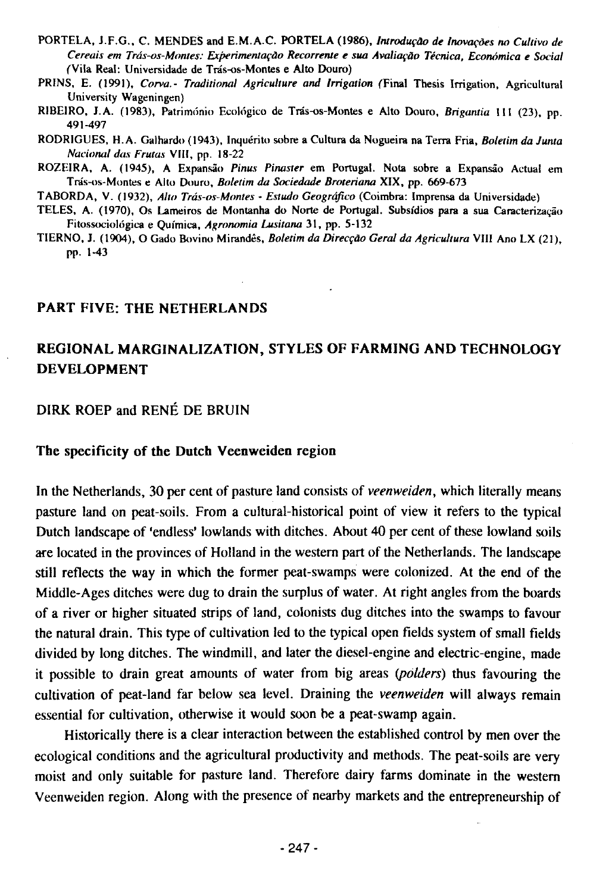PORTELA, J.F.G., C. MENDES and E.M.A.C. PORTELA (1986), *Introdução de Inovações no Cultivo de Cereais em Trás-os-Montes: Experimentação Recorrente e sua Avaliação Técnica, Económica e Social* (Vila Real: Universidade de Trás-os-Montes e Alto Douro)

PRINS, E. (1991), *Corva.- Traditional Agriculture and Irrigation* (Final Thesis Irrigation, Agricultural University Wageningen)

RIBEIRO, J.A. (1983), Património Ecológico de Trás-os-Montes e Alto Douro, *Brigantia* III (23), pp. 491-497

RODRIGUES, H.A. Galhardo (1943), Inquérito sobre a Cultura da Nogueira na Terra Fria, *Boletim da Junta Nacional das Frutas* VIII, pp. 18-22

ROZEIRA, A. (1945), A Expansão *Pinus Pinaster* em Portugal. Nota sobre a Expansão Actual em Trás-os-Montes e Alto Douro, *Boletim da Sociedade Broteriana* XIX, pp. 669-673

TABORDA, V. (1932), *Alto Trás-os-Montes - Estudo Geográfico* (Coimbra: Imprensa da Universidade)

TELES, A. (1970), Os Lameiros de Montanha do Norte de Portugal. Subsídios para a sua Caracterização Fitossociológica e Química, *Agronomia Lusitana* 31, pp. 5-132

TIERNO, J. (1904), O Gado Bovino Mirandês, *Boletim da Direcção Geral da Agricultura* VIII Ano LX (21), pp. 1-43

# PART FIVE: THE NETHERLANDS

## REGIONAL MARGINALIZATION, STYLES OF FARMING AND TECHNOLOGY DEVELOPMENT

DIRK ROEP and RENÉ DE BRUIN

### The specificity of the Dutch Veenweiden region

In the Netherlands, 30 per cent of pasture land consists of *veenweiden*, which literally means pasture land on peat-soils. From a cultural-historical point of view it refers to the typical Dutch landscape of 'endless' lowlands with ditches. About 40 per cent of these lowland soils are located in the provinces of Holland in the western part of the Netherlands. The landscape still reflects the way in which the former peat-swamps were colonized. At the end of the Middle-Ages ditches were dug to drain the surplus of water. At right angles from the boards of a river or higher situated strips of land, colonists dug ditches into the swamps to favour the natural drain. This type of cultivation led to the typical open fields system of small fields divided by long ditches. The windmill, and later the diesel-engine and electric-engine, made it possible to drain great amounts of water from big areas (*polders*) thus favouring the cultivation of peat-land far below sea level. Draining the *veenweiden* will always remain essential for cultivation, otherwise it would soon be a peat-swamp again.

Historically there is a clear interaction between the established control by men over the ecological conditions and the agricultural productivity and methods. The peat-soils are very moist and only suitable for pasture land. Therefore dairy farms dominate in the western Veenweiden region. Along with the presence of nearby markets and the entrepreneurship of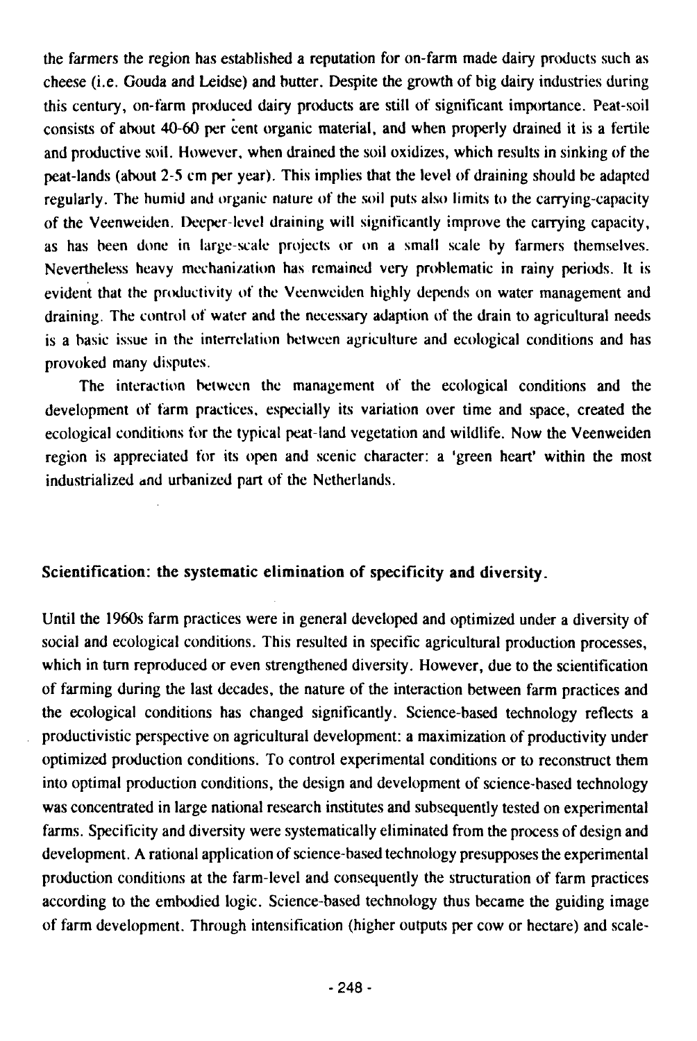the farmers the region has established a reputation for on-farm made dairy products such as cheese (i.e. Gouda and Leidse) and butter. Despite the growth of big dairy industries during this century, on-farm produced dairy products are still of significant importance. Peat-soil consists of about 40-60 per cent organic material, and when properly drained it is a fertile and productive soil. However, when drained the soil oxidizes, which results in sinking of the peat-lands (about 2-5 cm per year). This implies that the level of draining should be adapted regularly. The humid and organic nature of the soil puts also limits to the carrying-capacity of the Veenweiden. Deeper-level draining will significantly improve the carrying capacity, as has been done in large-scale projects or on a small scale by farmers themselves. Nevertheless heavy mechanization has remained very problematic in rainy periods. It is evident that the productivity of the Veenweiden highly depends on water management and draining. The control of water and the necessary adaption of the drain to agricultural needs is a basic issue in the interrelation between agriculture and ecological conditions and has provoked many disputes.

The interaction between the management of the ecological conditions and the development of farm practices, especially its variation over time and space, created the ecological conditions for the typical peat-land vegetation and wildlife. Now the Veenweiden region is appreciated for its open and scenic character: a 'green heart' within the most industrialized and urbanized part of the Netherlands.

## Scientification: the systematic elimination of specificity and diversity.

Until the 1960s farm practices were in general developed and optimized under a diversity of social and ecological conditions. This resulted in specific agricultural production processes, which in turn reproduced or even strengthened diversity. However, due to the scientification of farming during the last decades, the nature of the interaction between farm practices and the ecological conditions has changed significantly. Science-based technology reflects a productivistic perspective on agricultural development: a maximization of productivity under optimized production conditions. To control experimental conditions or to reconstruct them into optimal production conditions, the design and development of science-based technology was concentrated in large national research institutes and subsequently tested on experimental farms. Specificity and diversity were systematically eliminated from the process of design and development. A rational application of science-based technology presupposes the experimental production conditions at the farm-level and consequently the structuration of farm practices according to the embodied logic. Science-based technology thus became the guiding image of farm development. Through intensification (higher outputs per cow or hectare) and scale-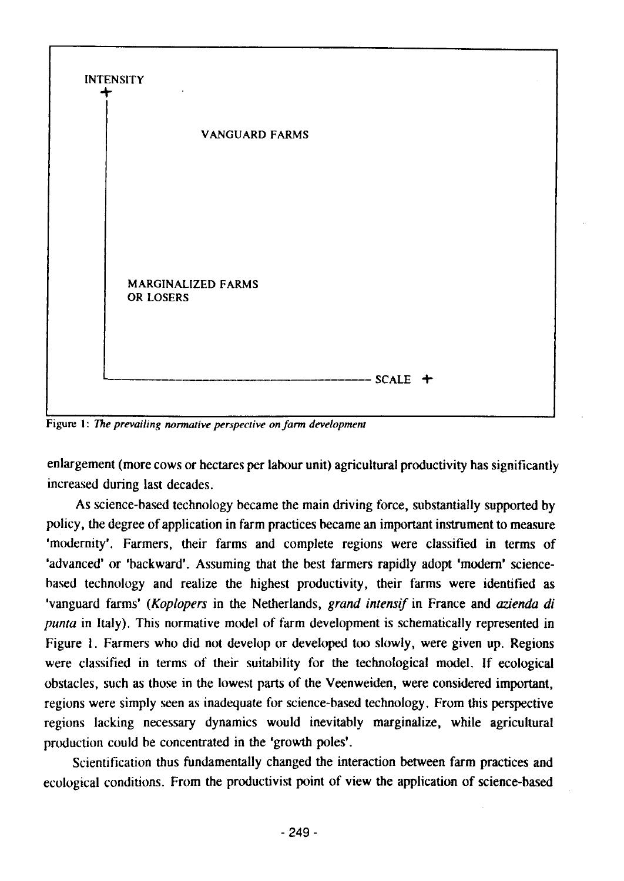INTENSITY +

VANGUARD FARMS

MARGINALIZED FARMS OR LOSERS

SCALE +

Figure 1: *The prevailing normative perspective on farm development*

enlargement (more cows or hectares per labour unit) agricultural productivity has significantly increased during last decades.

As science-based technology became the main driving force, substantially supported by policy, the degree of application in farm practices became an important instrument to measure 'modernity'. Farmers, their farms and complete regions were classified in terms of 'advanced' or 'backward'. Assuming that the best farmers rapidly adopt 'modern' science-based technology and realize the highest productivity, their farms were identified as 'vanguard farms' (*Koplopers* in the Netherlands, *grand intensif* in France and *azienda di punta* in Italy). This normative model of farm development is schematically represented in Figure 1. Farmers who did not develop or developed too slowly, were given up. Regions were classified in terms of their suitability for the technological model. If ecological obstacles, such as those in the lowest parts of the Veenweiden, were considered important, regions were simply seen as inadequate for science-based technology. From this perspective regions lacking necessary dynamics would inevitably marginalize, while agricultural production could be concentrated in the 'growth poles'.

Scientification thus fundamentally changed the interaction between farm practices and ecological conditions. From the productivist point of view the application of science-based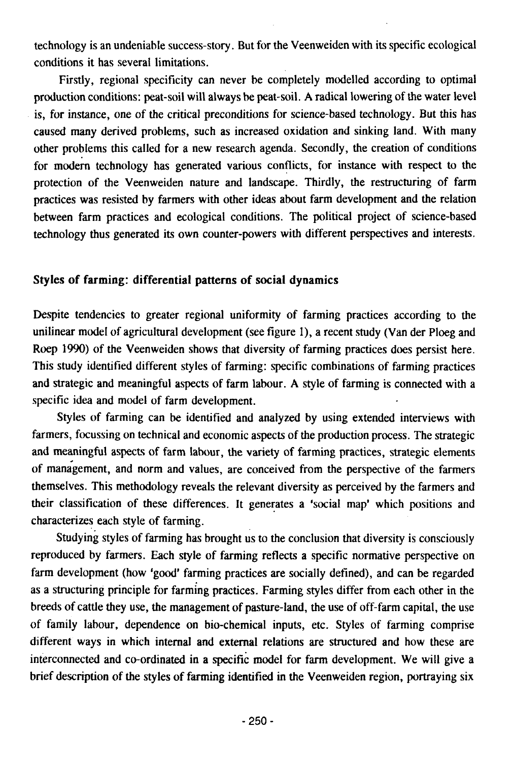technology is an undeniable success-story. But for the Veenweiden with its specific ecological conditions it has several limitations.

Firstly, regional specificity can never be completely modelled according to optimal production conditions: peat-soil will always be peat-soil. A radical lowering of the water level is, for instance, one of the critical preconditions for science-based technology. But this has caused many derived problems, such as increased oxidation and sinking land. With many other problems this called for a new research agenda. Secondly, the creation of conditions for modern technology has generated various conflicts, for instance with respect to the protection of the Veenweiden nature and landscape. Thirdly, the restructuring of farm practices was resisted by farmers with other ideas about farm development and the relation between farm practices and ecological conditions. The political project of science-based technology thus generated its own counter-powers with different perspectives and interests.

## Styles of farming: differential patterns of social dynamics

Despite tendencies to greater regional uniformity of farming practices according to the unilinear model of agricultural development (see figure 1), a recent study (Van der Ploeg and Roep 1990) of the Veenweiden shows that diversity of farming practices does persist here. This study identified different styles of farming: specific combinations of farming practices and strategic and meaningful aspects of farm labour. A style of farming is connected with a specific idea and model of farm development.

Styles of farming can be identified and analyzed by using extended interviews with farmers, focussing on technical and economic aspects of the production process. The strategic and meaningful aspects of farm labour, the variety of farming practices, strategic elements of management, and norm and values, are conceived from the perspective of the farmers themselves. This methodology reveals the relevant diversity as perceived by the farmers and their classification of these differences. It generates a 'social map' which positions and characterizes each style of farming.

Studying styles of farming has brought us to the conclusion that diversity is consciously reproduced by farmers. Each style of farming reflects a specific normative perspective on farm development (how 'good' farming practices are socially defined), and can be regarded as a structuring principle for farming practices. Farming styles differ from each other in the breeds of cattle they use, the management of pasture-land, the use of off-farm capital, the use of family labour, dependence on bio-chemical inputs, etc. Styles of farming comprise different ways in which internal and external relations are structured and how these are interconnected and co-ordinated in a specific model for farm development. We will give a brief description of the styles of farming identified in the Veenweiden region, portraying six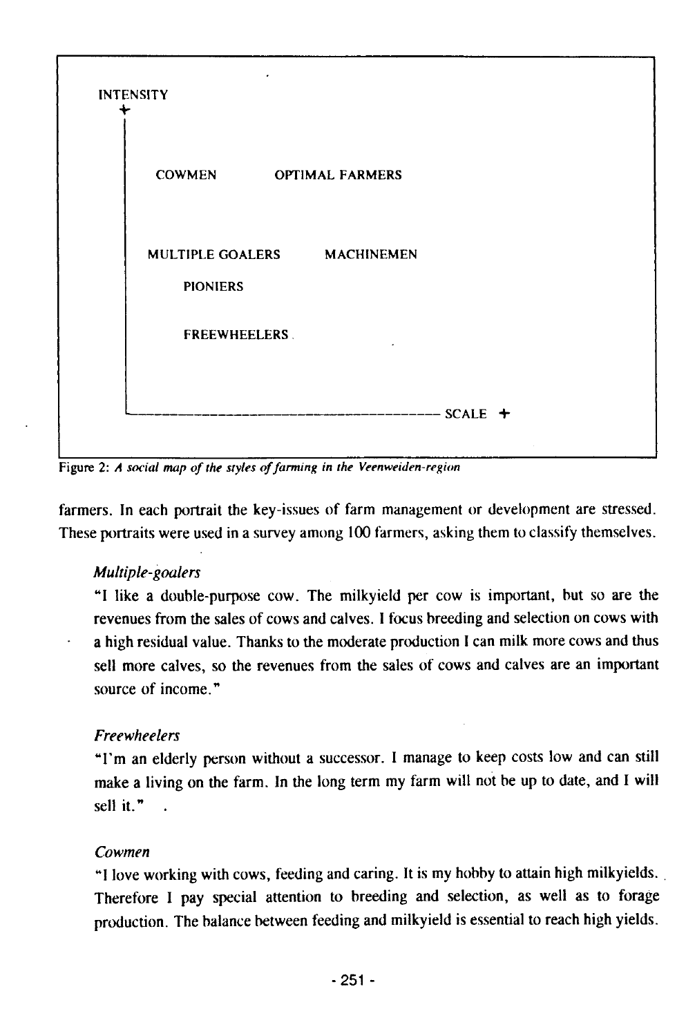INTENSITY +

COWMEN OPTIMAL FARMERS

MULTIPLE GOALERS MACHINEMEN

PIONIERS

FREEWHEELERS

SCALE +

Figure 2: *A social map of the styles of farming in the Veenweiden-region*

farmers. In each portrait the key-issues of farm management or development are stressed. These portraits were used in a survey among 100 farmers, asking them to classify themselves.

*Multiple-goalers*

"I like a double-purpose cow. The milkyield per cow is important, but so are the revenues from the sales of cows and calves. I focus breeding and selection on cows with a high residual value. Thanks to the moderate production I can milk more cows and thus sell more calves, so the revenues from the sales of cows and calves are an important source of income."

*Freewheelers*

"I'm an elderly person without a successor. I manage to keep costs low and can still make a living on the farm. In the long term my farm will not be up to date, and I will sell it."

*Cowmen*

"I love working with cows, feeding and caring. It is my hobby to attain high milkyields. Therefore I pay special attention to breeding and selection, as well as to forage production. The balance between feeding and milkyield is essential to reach high yields.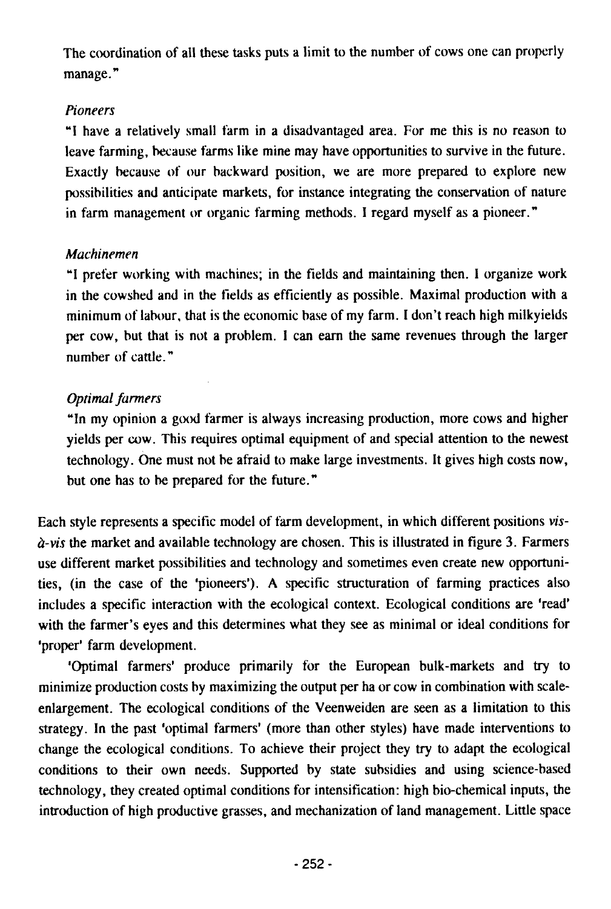The coordination of all these tasks puts a limit to the number of cows one can properly manage."

*Pioneers*

"I have a relatively small farm in a disadvantaged area. For me this is no reason to leave farming, because farms like mine may have opportunities to survive in the future. Exactly because of our backward position, we are more prepared to explore new possibilities and anticipate markets, for instance integrating the conservation of nature in farm management or organic farming methods. I regard myself as a pioneer."

*Machinemen*

"I prefer working with machines; in the fields and maintaining then. I organize work in the cowshed and in the fields as efficiently as possible. Maximal production with a minimum of labour, that is the economic base of my farm. I don't reach high milkyields per cow, but that is not a problem. I can earn the same revenues through the larger number of cattle."

*Optimal farmers*

"In my opinion a good farmer is always increasing production, more cows and higher yields per cow. This requires optimal equipment of and special attention to the newest technology. One must not be afraid to make large investments. It gives high costs now, but one has to be prepared for the future."

Each style represents a specific model of farm development, in which different positions *vis-à-vis* the market and available technology are chosen. This is illustrated in figure 3. Farmers use different market possibilities and technology and sometimes even create new opportunities, (in the case of the 'pioneers'). A specific structuration of farming practices also includes a specific interaction with the ecological context. Ecological conditions are 'read' with the farmer's eyes and this determines what they see as minimal or ideal conditions for 'proper' farm development.

'Optimal farmers' produce primarily for the European bulk-markets and try to minimize production costs by maximizing the output per ha or cow in combination with scale-enlargement. The ecological conditions of the Veenweiden are seen as a limitation to this strategy. In the past 'optimal farmers' (more than other styles) have made interventions to change the ecological conditions. To achieve their project they try to adapt the ecological conditions to their own needs. Supported by state subsidies and using science-based technology, they created optimal conditions for intensification: high bio-chemical inputs, the introduction of high productive grasses, and mechanization of land management. Little space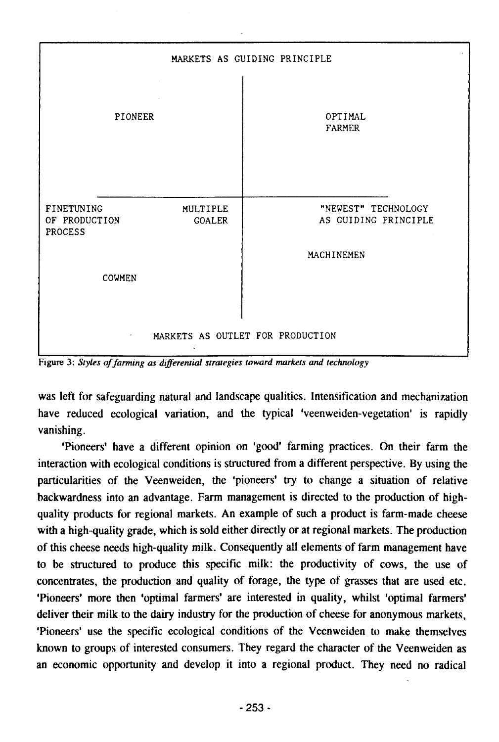| | |
|---|---|
| MARKETS AS GUIDING PRINCIPLE | |
| PIONEER | OPTIMAL FARMER |
| FINETUNING OF PRODUCTION PROCESS — MULTIPLE GOALER | "NEWEST" TECHNOLOGY AS GUIDING PRINCIPLE |
| COWMEN | MACHINEMEN |
| MARKETS AS OUTLET FOR PRODUCTION | |

Figure 3: *Styles of farming as differential strategies toward markets and technology*

was left for safeguarding natural and landscape qualities. Intensification and mechanization have reduced ecological variation, and the typical 'veenweiden-vegetation' is rapidly vanishing.

'Pioneers' have a different opinion on 'good' farming practices. On their farm the interaction with ecological conditions is structured from a different perspective. By using the particularities of the Veenweiden, the 'pioneers' try to change a situation of relative backwardness into an advantage. Farm management is directed to the production of high-quality products for regional markets. An example of such a product is farm-made cheese with a high-quality grade, which is sold either directly or at regional markets. The production of this cheese needs high-quality milk. Consequently all elements of farm management have to be structured to produce this specific milk: the productivity of cows, the use of concentrates, the production and quality of forage, the type of grasses that are used etc. 'Pioneers' more then 'optimal farmers' are interested in quality, whilst 'optimal farmers' deliver their milk to the dairy industry for the production of cheese for anonymous markets, 'Pioneers' use the specific ecological conditions of the Veenweiden to make themselves known to groups of interested consumers. They regard the character of the Veenweiden as an economic opportunity and develop it into a regional product. They need no radical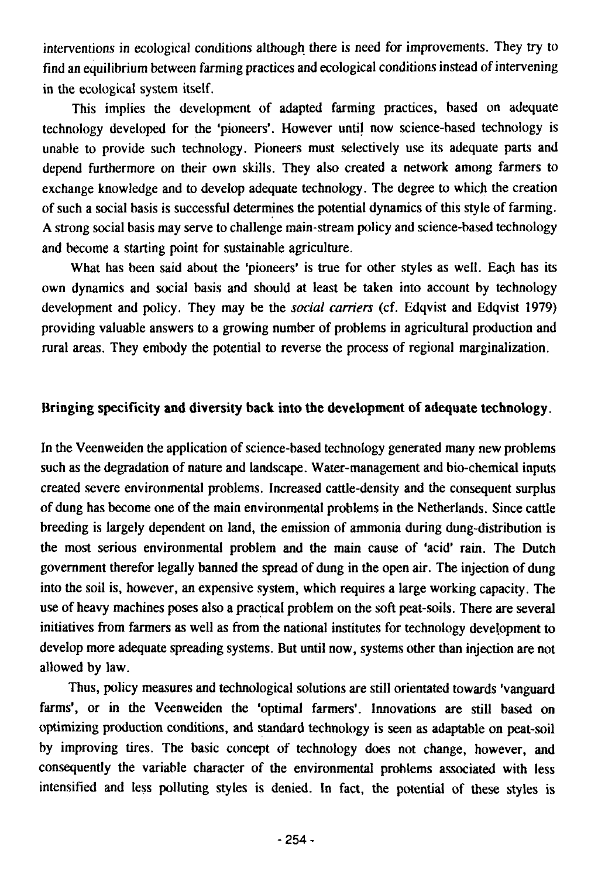interventions in ecological conditions although there is need for improvements. They try to find an equilibrium between farming practices and ecological conditions instead of intervening in the ecological system itself.

This implies the development of adapted farming practices, based on adequate technology developed for the 'pioneers'. However until now science-based technology is unable to provide such technology. Pioneers must selectively use its adequate parts and depend furthermore on their own skills. They also created a network among farmers to exchange knowledge and to develop adequate technology. The degree to which the creation of such a social basis is successful determines the potential dynamics of this style of farming. A strong social basis may serve to challenge main-stream policy and science-based technology and become a starting point for sustainable agriculture.

What has been said about the 'pioneers' is true for other styles as well. Each has its own dynamics and social basis and should at least be taken into account by technology development and policy. They may be the *social carriers* (cf. Edqvist and Edqvist 1979) providing valuable answers to a growing number of problems in agricultural production and rural areas. They embody the potential to reverse the process of regional marginalization.

## Bringing specificity and diversity back into the development of adequate technology.

In the Veenweiden the application of science-based technology generated many new problems such as the degradation of nature and landscape. Water-management and bio-chemical inputs created severe environmental problems. Increased cattle-density and the consequent surplus of dung has become one of the main environmental problems in the Netherlands. Since cattle breeding is largely dependent on land, the emission of ammonia during dung-distribution is the most serious environmental problem and the main cause of 'acid' rain. The Dutch government therefor legally banned the spread of dung in the open air. The injection of dung into the soil is, however, an expensive system, which requires a large working capacity. The use of heavy machines poses also a practical problem on the soft peat-soils. There are several initiatives from farmers as well as from the national institutes for technology development to develop more adequate spreading systems. But until now, systems other than injection are not allowed by law.

Thus, policy measures and technological solutions are still orientated towards 'vanguard farms', or in the Veenweiden the 'optimal farmers'. Innovations are still based on optimizing production conditions, and standard technology is seen as adaptable on peat-soil by improving tires. The basic concept of technology does not change, however, and consequently the variable character of the environmental problems associated with less intensified and less polluting styles is denied. In fact, the potential of these styles is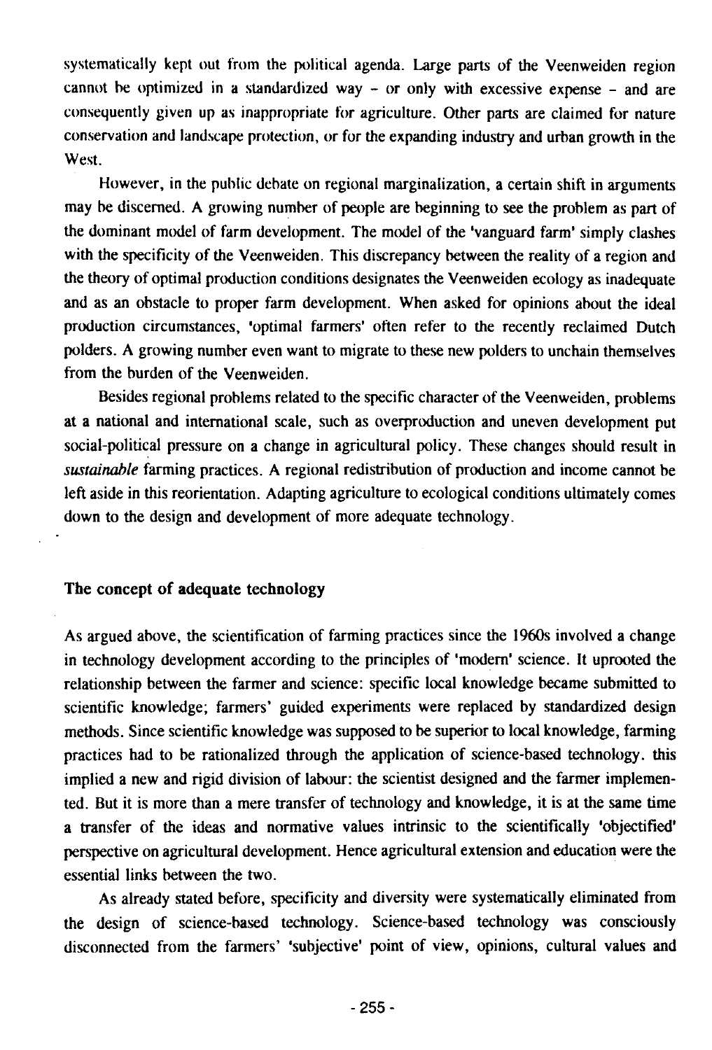systematically kept out from the political agenda. Large parts of the Veenweiden region cannot be optimized in a standardized way – or only with excessive expense – and are consequently given up as inappropriate for agriculture. Other parts are claimed for nature conservation and landscape protection, or for the expanding industry and urban growth in the West.

However, in the public debate on regional marginalization, a certain shift in arguments may be discerned. A growing number of people are beginning to see the problem as part of the dominant model of farm development. The model of the 'vanguard farm' simply clashes with the specificity of the Veenweiden. This discrepancy between the reality of a region and the theory of optimal production conditions designates the Veenweiden ecology as inadequate and as an obstacle to proper farm development. When asked for opinions about the ideal production circumstances, 'optimal farmers' often refer to the recently reclaimed Dutch polders. A growing number even want to migrate to these new polders to unchain themselves from the burden of the Veenweiden.

Besides regional problems related to the specific character of the Veenweiden, problems at a national and international scale, such as overproduction and uneven development put social-political pressure on a change in agricultural policy. These changes should result in *sustainable* farming practices. A regional redistribution of production and income cannot be left aside in this reorientation. Adapting agriculture to ecological conditions ultimately comes down to the design and development of more adequate technology.

## The concept of adequate technology

As argued above, the scientification of farming practices since the 1960s involved a change in technology development according to the principles of 'modern' science. It uprooted the relationship between the farmer and science: specific local knowledge became submitted to scientific knowledge; farmers' guided experiments were replaced by standardized design methods. Since scientific knowledge was supposed to be superior to local knowledge, farming practices had to be rationalized through the application of science-based technology. this implied a new and rigid division of labour: the scientist designed and the farmer implemented. But it is more than a mere transfer of technology and knowledge, it is at the same time a transfer of the ideas and normative values intrinsic to the scientifically 'objectified' perspective on agricultural development. Hence agricultural extension and education were the essential links between the two.

As already stated before, specificity and diversity were systematically eliminated from the design of science-based technology. Science-based technology was consciously disconnected from the farmers' 'subjective' point of view, opinions, cultural values and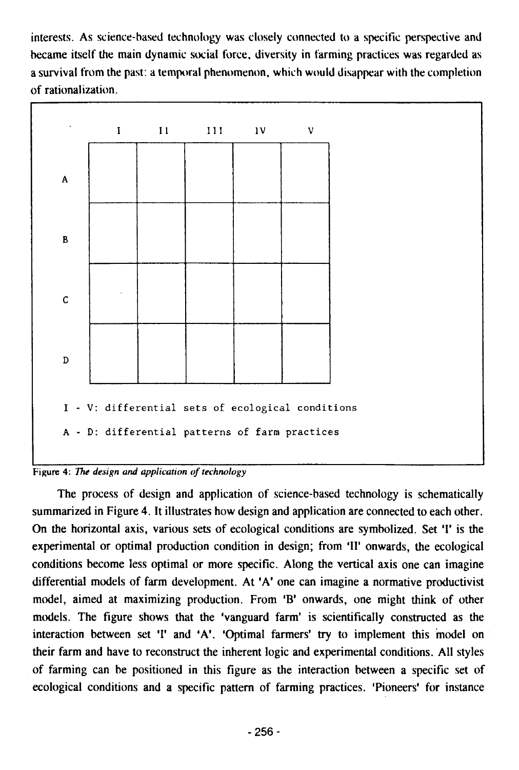interests. As science-based technology was closely connected to a specific perspective and became itself the main dynamic social force, diversity in farming practices was regarded as a survival from the past: a temporal phenomenon, which would disappear with the completion of rationalization.

| | I | II | III | IV | V |
|---|---|---|---|---|---|
| A | | | | | |
| B | | | | | |
| C | | | | | |
| D | | | | | |

I - V: differential sets of ecological conditions

A - D: differential patterns of farm practices

Figure 4: *The design and application of technology*

The process of design and application of science-based technology is schematically summarized in Figure 4. It illustrates how design and application are connected to each other. On the horizontal axis, various sets of ecological conditions are symbolized. Set 'I' is the experimental or optimal production condition in design; from 'II' onwards, the ecological conditions become less optimal or more specific. Along the vertical axis one can imagine differential models of farm development. At 'A' one can imagine a normative productivist model, aimed at maximizing production. From 'B' onwards, one might think of other models. The figure shows that the 'vanguard farm' is scientifically constructed as the interaction between set 'I' and 'A'. 'Optimal farmers' try to implement this model on their farm and have to reconstruct the inherent logic and experimental conditions. All styles of farming can be positioned in this figure as the interaction between a specific set of ecological conditions and a specific pattern of farming practices. 'Pioneers' for instance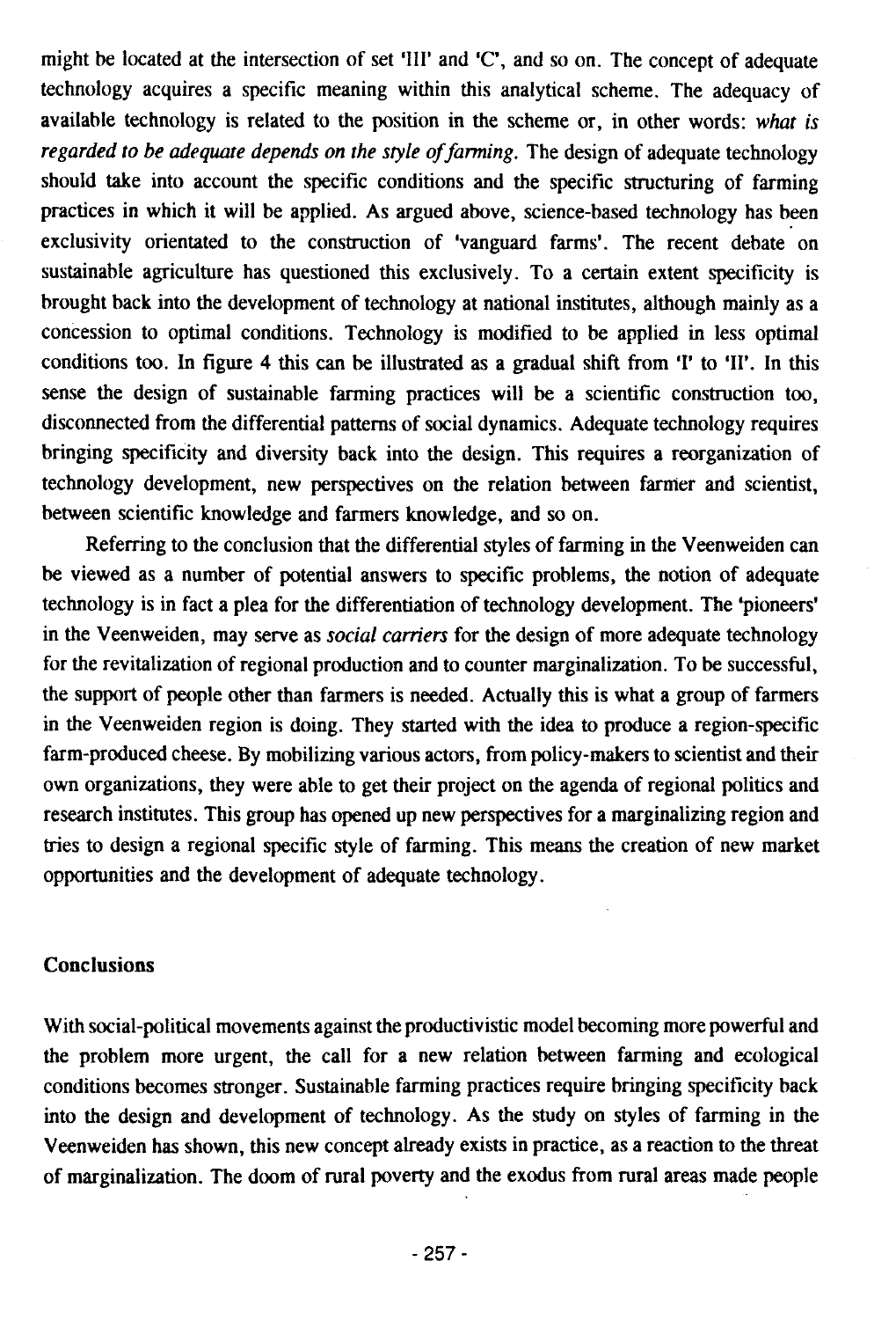might be located at the intersection of set 'III' and 'C', and so on. The concept of adequate technology acquires a specific meaning within this analytical scheme. The adequacy of available technology is related to the position in the scheme or, in other words: *what is regarded to be adequate depends on the style of farming*. The design of adequate technology should take into account the specific conditions and the specific structuring of farming practices in which it will be applied. As argued above, science-based technology has been exclusivity orientated to the construction of 'vanguard farms'. The recent debate on sustainable agriculture has questioned this exclusively. To a certain extent specificity is brought back into the development of technology at national institutes, although mainly as a concession to optimal conditions. Technology is modified to be applied in less optimal conditions too. In figure 4 this can be illustrated as a gradual shift from 'I' to 'II'. In this sense the design of sustainable farming practices will be a scientific construction too, disconnected from the differential patterns of social dynamics. Adequate technology requires bringing specificity and diversity back into the design. This requires a reorganization of technology development, new perspectives on the relation between farmer and scientist, between scientific knowledge and farmers knowledge, and so on.

Referring to the conclusion that the differential styles of farming in the Veenweiden can be viewed as a number of potential answers to specific problems, the notion of adequate technology is in fact a plea for the differentiation of technology development. The 'pioneers' in the Veenweiden, may serve as *social carriers* for the design of more adequate technology for the revitalization of regional production and to counter marginalization. To be successful, the support of people other than farmers is needed. Actually this is what a group of farmers in the Veenweiden region is doing. They started with the idea to produce a region-specific farm-produced cheese. By mobilizing various actors, from policy-makers to scientist and their own organizations, they were able to get their project on the agenda of regional politics and research institutes. This group has opened up new perspectives for a marginalizing region and tries to design a regional specific style of farming. This means the creation of new market opportunities and the development of adequate technology.

## Conclusions

With social-political movements against the productivistic model becoming more powerful and the problem more urgent, the call for a new relation between farming and ecological conditions becomes stronger. Sustainable farming practices require bringing specificity back into the design and development of technology. As the study on styles of farming in the Veenweiden has shown, this new concept already exists in practice, as a reaction to the threat of marginalization. The doom of rural poverty and the exodus from rural areas made people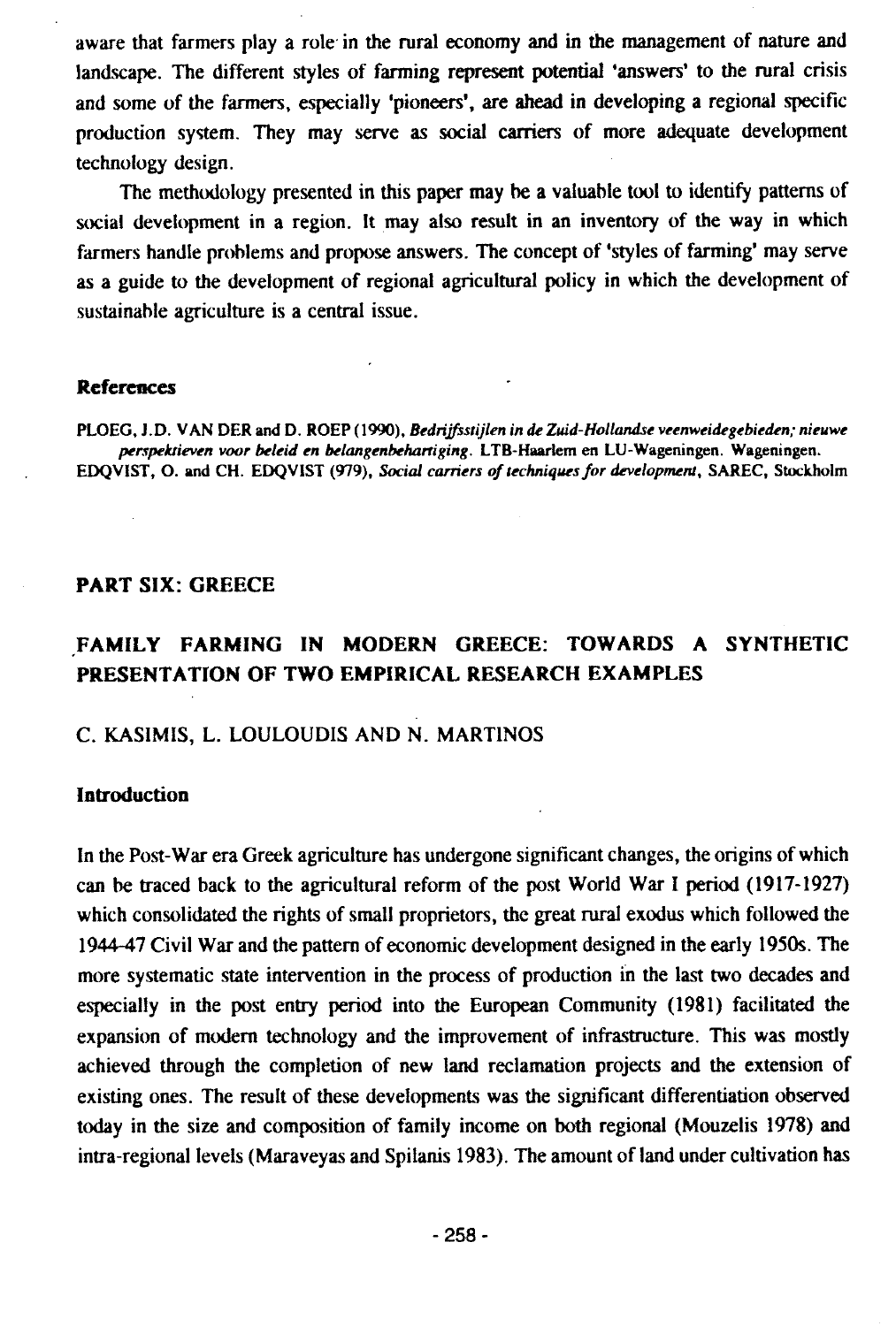aware that farmers play a role in the rural economy and in the management of nature and landscape. The different styles of farming represent potential 'answers' to the rural crisis and some of the farmers, especially 'pioneers', are ahead in developing a regional specific production system. They may serve as social carriers of more adequate development technology design.

The methodology presented in this paper may be a valuable tool to identify patterns of social development in a region. It may also result in an inventory of the way in which farmers handle problems and propose answers. The concept of 'styles of farming' may serve as a guide to the development of regional agricultural policy in which the development of sustainable agriculture is a central issue.

### References

PLOEG, J.D. VAN DER and D. ROEP (1990), *Bedrijfsstijlen in de Zuid-Hollandse veenweidegebieden; nieuwe perspektieven voor beleid en belangenbehartiging*. LTB-Haarlem en LU-Wageningen. Wageningen.
EDQVIST, O. and CH. EDQVIST (979), *Social carriers of techniques for development*, SAREC, Stockholm

# PART SIX: GREECE

## FAMILY FARMING IN MODERN GREECE: TOWARDS A SYNTHETIC PRESENTATION OF TWO EMPIRICAL RESEARCH EXAMPLES

C. KASIMIS, L. LOULOUDIS AND N. MARTINOS

### Introduction

In the Post-War era Greek agriculture has undergone significant changes, the origins of which can be traced back to the agricultural reform of the post World War I period (1917-1927) which consolidated the rights of small proprietors, the great rural exodus which followed the 1944-47 Civil War and the pattern of economic development designed in the early 1950s. The more systematic state intervention in the process of production in the last two decades and especially in the post entry period into the European Community (1981) facilitated the expansion of modern technology and the improvement of infrastructure. This was mostly achieved through the completion of new land reclamation projects and the extension of existing ones. The result of these developments was the significant differentiation observed today in the size and composition of family income on both regional (Mouzelis 1978) and intra-regional levels (Maraveyas and Spilanis 1983). The amount of land under cultivation has